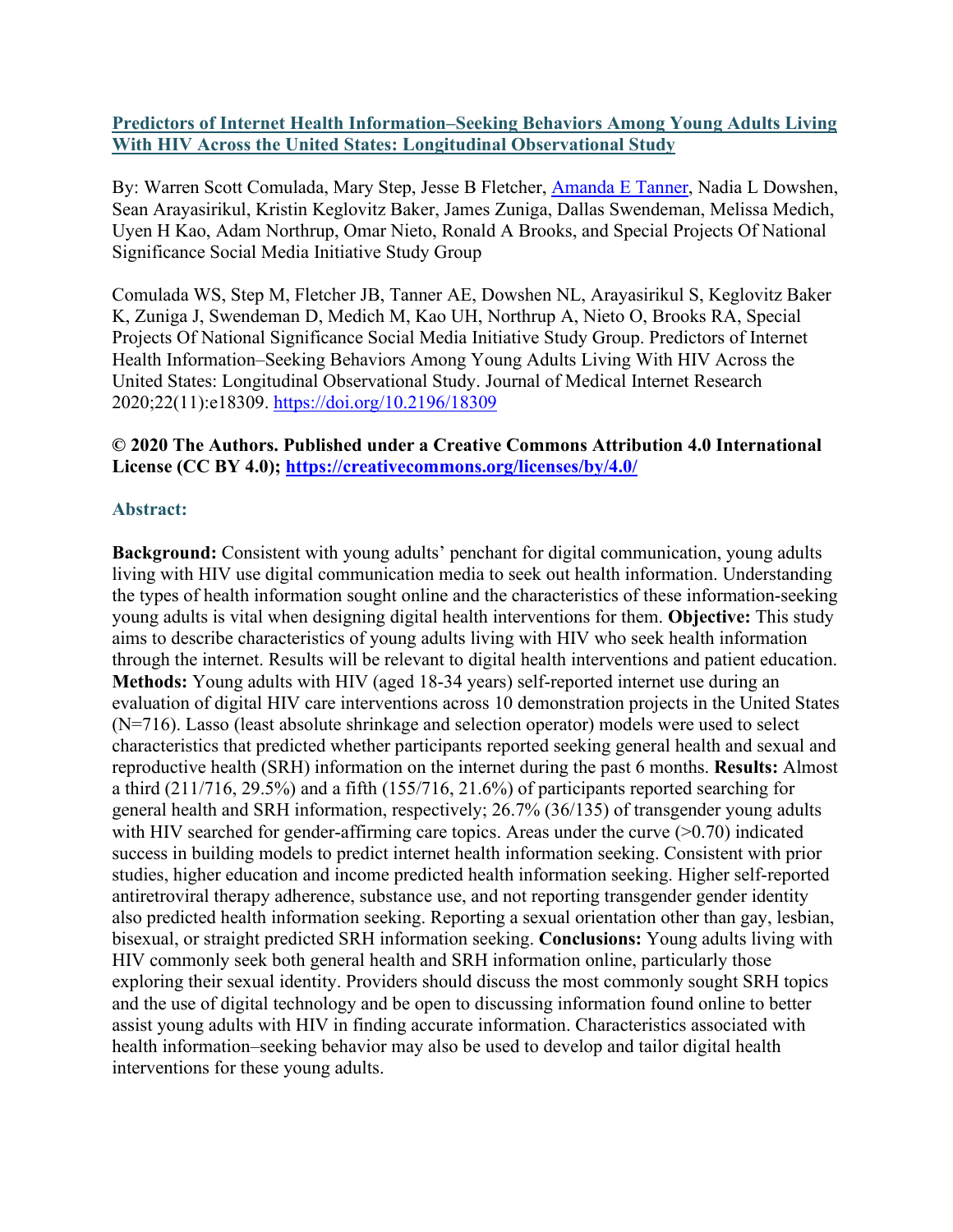# [Predictors of Internet Health Information–Seeking Behaviors Among Young Adults Living With HIV Across the United States: Longitudinal Observational Study](https://doi.org/10.2196/18309)

By: Warren Scott Comulada, Mary Step, Jesse B Fletcher, Amanda E Tanner, Nadia L Dowshen, Sean Arayasirikul, Kristin Keglovitz Baker, James Zuniga, Dallas Swendeman, Melissa Medich, Uyen H Kao, Adam Northrup, Omar Nieto, Ronald A Brooks, and Special Projects Of National Significance Social Media Initiative Study Group

Comulada WS, Step M, Fletcher JB, Tanner AE, Dowshen NL, Arayasirikul S, Keglovitz Baker K, Zuniga J, Swendeman D, Medich M, Kao UH, Northrup A, Nieto O, Brooks RA, Special Projects Of National Significance Social Media Initiative Study Group. Predictors of Internet Health Information–Seeking Behaviors Among Young Adults Living With HIV Across the United States: Longitudinal Observational Study. Journal of Medical Internet Research 2020;22(11):e18309. https://doi.org/10.2196/18309

**© 2020 The Authors. Published under a Creative Commons Attribution 4.0 International License (CC BY 4.0); https://creativecommons.org/licenses/by/4.0/**

## Abstract:

**Background:** Consistent with young adults' penchant for digital communication, young adults living with HIV use digital communication media to seek out health information. Understanding the types of health information sought online and the characteristics of these information-seeking young adults is vital when designing digital health interventions for them. **Objective:** This study aims to describe characteristics of young adults living with HIV who seek health information through the internet. Results will be relevant to digital health interventions and patient education. **Methods:** Young adults with HIV (aged 18-34 years) self-reported internet use during an evaluation of digital HIV care interventions across 10 demonstration projects in the United States (N=716). Lasso (least absolute shrinkage and selection operator) models were used to select characteristics that predicted whether participants reported seeking general health and sexual and reproductive health (SRH) information on the internet during the past 6 months. **Results:** Almost a third (211/716, 29.5%) and a fifth (155/716, 21.6%) of participants reported searching for general health and SRH information, respectively; 26.7% (36/135) of transgender young adults with HIV searched for gender-affirming care topics. Areas under the curve (>0.70) indicated success in building models to predict internet health information seeking. Consistent with prior studies, higher education and income predicted health information seeking. Higher self-reported antiretroviral therapy adherence, substance use, and not reporting transgender gender identity also predicted health information seeking. Reporting a sexual orientation other than gay, lesbian, bisexual, or straight predicted SRH information seeking. **Conclusions:** Young adults living with HIV commonly seek both general health and SRH information online, particularly those exploring their sexual identity. Providers should discuss the most commonly sought SRH topics and the use of digital technology and be open to discussing information found online to better assist young adults with HIV in finding accurate information. Characteristics associated with health information–seeking behavior may also be used to develop and tailor digital health interventions for these young adults.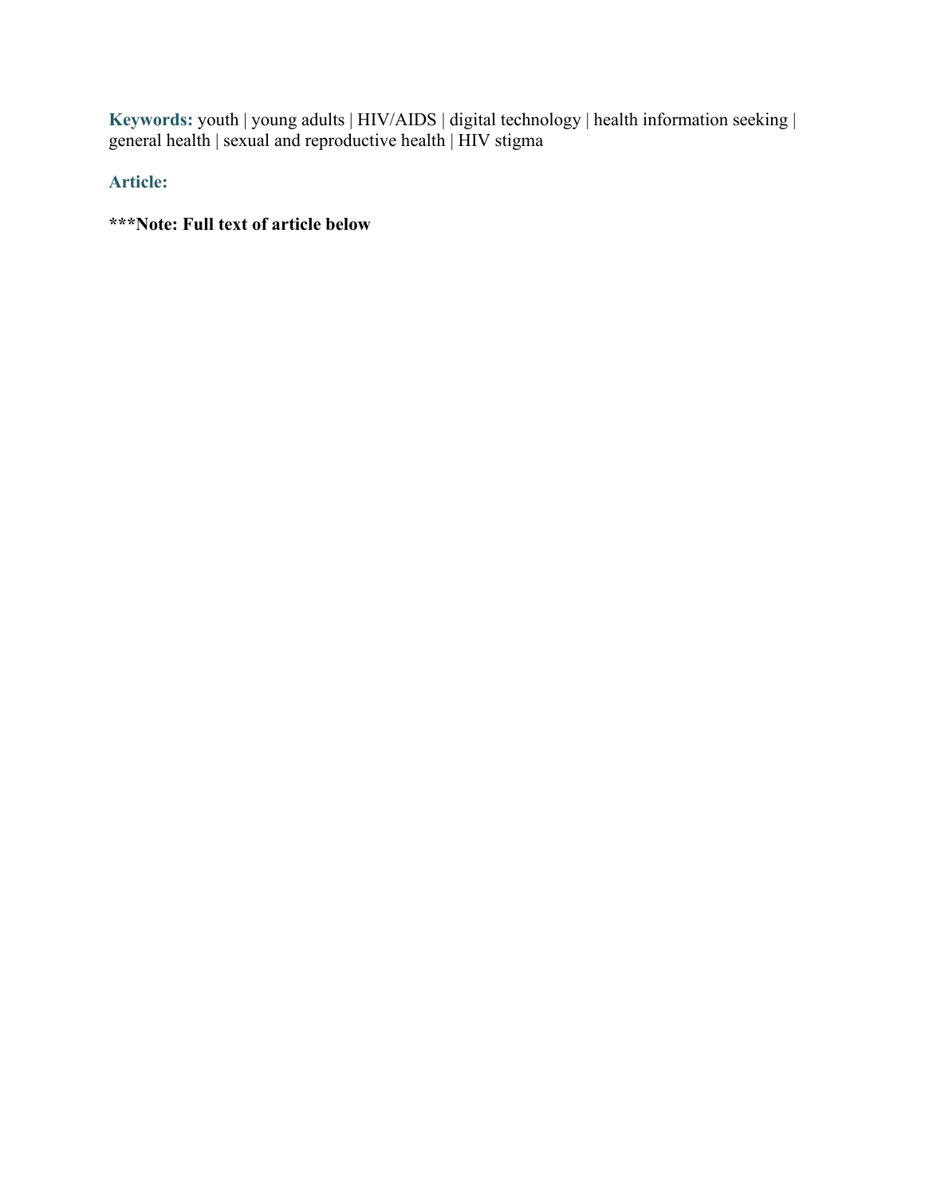**Keywords:** youth | young adults | HIV/AIDS | digital technology | health information seeking | general health | sexual and reproductive health | HIV stigma

## Article:

**\*\*\*Note: Full text of article below**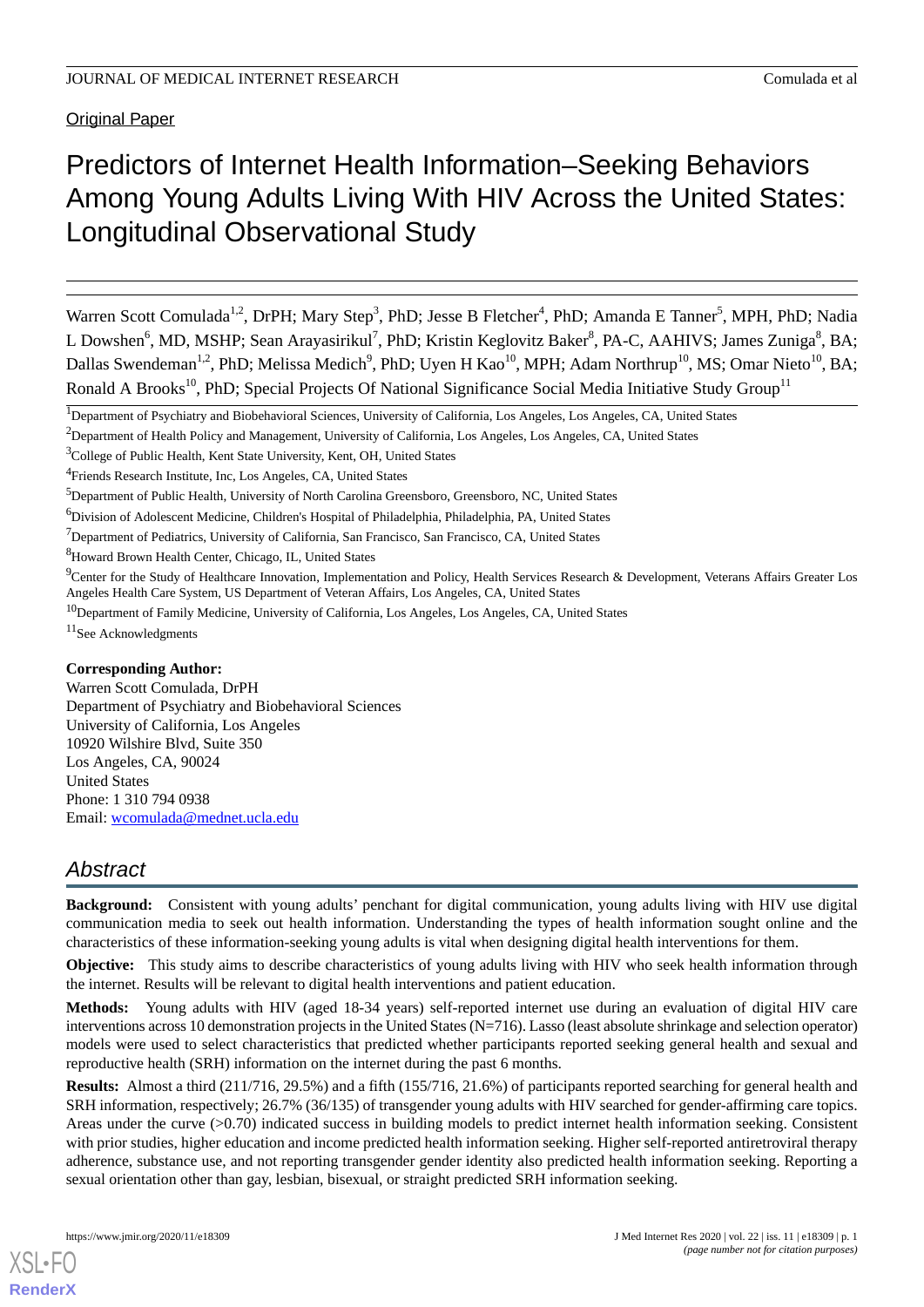Original Paper

# Predictors of Internet Health Information–Seeking Behaviors Among Young Adults Living With HIV Across the United States: Longitudinal Observational Study

Warren Scott Comulada[1,2], DrPH; Mary Step[3], PhD; Jesse B Fletcher[4], PhD; Amanda E Tanner[5], MPH, PhD; Nadia L Dowshen[6], MD, MSHP; Sean Arayasirikul[7], PhD; Kristin Keglovitz Baker[8], PA-C, AAHIVS; James Zuniga[8], BA; Dallas Swendeman[1,2], PhD; Melissa Medich[9], PhD; Uyen H Kao[10], MPH; Adam Northrup[10], MS; Omar Nieto[10], BA; Ronald A Brooks[10], PhD; Special Projects Of National Significance Social Media Initiative Study Group[11]

[1]Department of Psychiatry and Biobehavioral Sciences, University of California, Los Angeles, Los Angeles, CA, United States

[2]Department of Health Policy and Management, University of California, Los Angeles, Los Angeles, CA, United States

[3]College of Public Health, Kent State University, Kent, OH, United States

[4]Friends Research Institute, Inc, Los Angeles, CA, United States

[5]Department of Public Health, University of North Carolina Greensboro, Greensboro, NC, United States

[6]Division of Adolescent Medicine, Children's Hospital of Philadelphia, Philadelphia, PA, United States

[7]Department of Pediatrics, University of California, San Francisco, San Francisco, CA, United States

[8]Howard Brown Health Center, Chicago, IL, United States

[9]Center for the Study of Healthcare Innovation, Implementation and Policy, Health Services Research & Development, Veterans Affairs Greater Los Angeles Health Care System, US Department of Veteran Affairs, Los Angeles, CA, United States

[10]Department of Family Medicine, University of California, Los Angeles, Los Angeles, CA, United States

[11]See Acknowledgments

**Corresponding Author:**
Warren Scott Comulada, DrPH
Department of Psychiatry and Biobehavioral Sciences
University of California, Los Angeles
10920 Wilshire Blvd, Suite 350
Los Angeles, CA, 90024
United States
Phone: 1 310 794 0938
Email: wcomulada@mednet.ucla.edu

## Abstract

**Background:** Consistent with young adults' penchant for digital communication, young adults living with HIV use digital communication media to seek out health information. Understanding the types of health information sought online and the characteristics of these information-seeking young adults is vital when designing digital health interventions for them.

**Objective:** This study aims to describe characteristics of young adults living with HIV who seek health information through the internet. Results will be relevant to digital health interventions and patient education.

**Methods:** Young adults with HIV (aged 18-34 years) self-reported internet use during an evaluation of digital HIV care interventions across 10 demonstration projects in the United States (N=716). Lasso (least absolute shrinkage and selection operator) models were used to select characteristics that predicted whether participants reported seeking general health and sexual and reproductive health (SRH) information on the internet during the past 6 months.

**Results:** Almost a third (211/716, 29.5%) and a fifth (155/716, 21.6%) of participants reported searching for general health and SRH information, respectively; 26.7% (36/135) of transgender young adults with HIV searched for gender-affirming care topics. Areas under the curve (>0.70) indicated success in building models to predict internet health information seeking. Consistent with prior studies, higher education and income predicted health information seeking. Higher self-reported antiretroviral therapy adherence, substance use, and not reporting transgender gender identity also predicted health information seeking. Reporting a sexual orientation other than gay, lesbian, bisexual, or straight predicted SRH information seeking.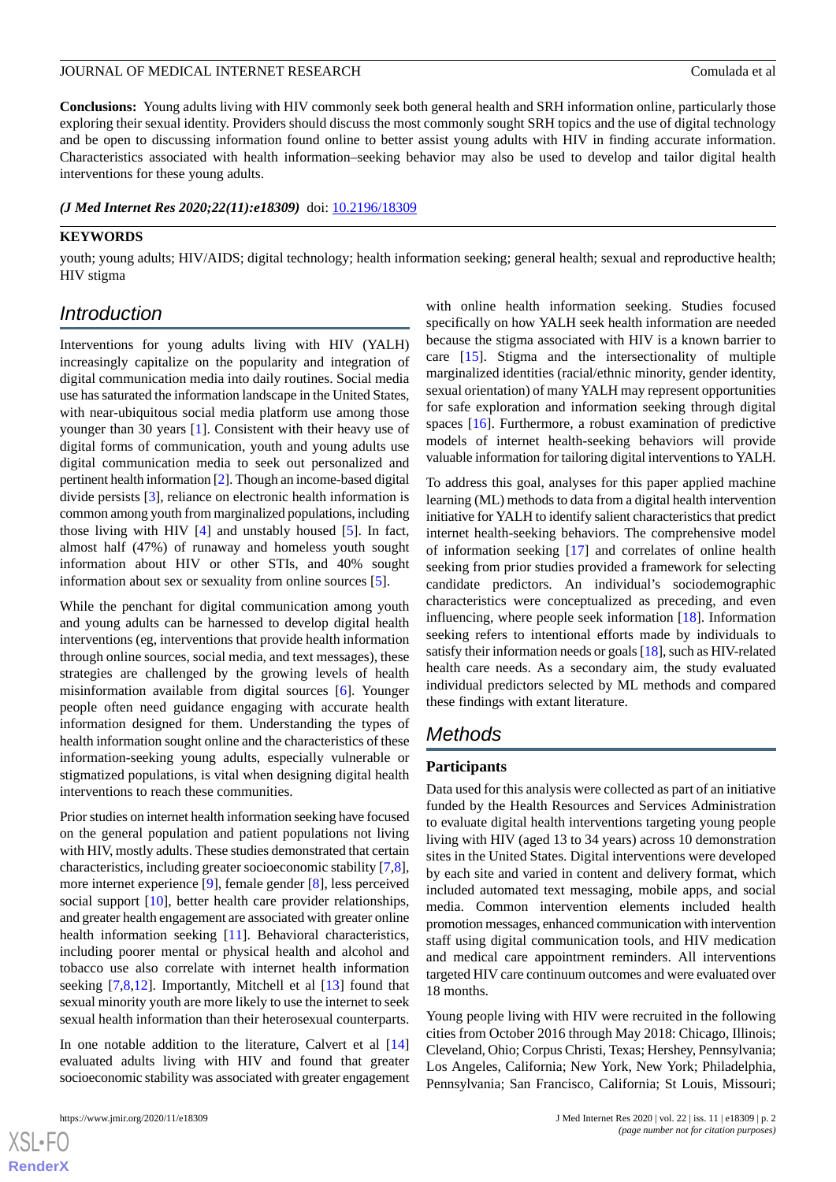**Conclusions:** Young adults living with HIV commonly seek both general health and SRH information online, particularly those exploring their sexual identity. Providers should discuss the most commonly sought SRH topics and the use of digital technology and be open to discussing information found online to better assist young adults with HIV in finding accurate information. Characteristics associated with health information–seeking behavior may also be used to develop and tailor digital health interventions for these young adults.

*(J Med Internet Res 2020;22(11):e18309)* doi: 10.2196/18309

**KEYWORDS**

youth; young adults; HIV/AIDS; digital technology; health information seeking; general health; sexual and reproductive health; HIV stigma

## Introduction

Interventions for young adults living with HIV (YALH) increasingly capitalize on the popularity and integration of digital communication media into daily routines. Social media use has saturated the information landscape in the United States, with near-ubiquitous social media platform use among those younger than 30 years [1]. Consistent with their heavy use of digital forms of communication, youth and young adults use digital communication media to seek out personalized and pertinent health information [2]. Though an income-based digital divide persists [3], reliance on electronic health information is common among youth from marginalized populations, including those living with HIV [4] and unstably housed [5]. In fact, almost half (47%) of runaway and homeless youth sought information about HIV or other STIs, and 40% sought information about sex or sexuality from online sources [5].

While the penchant for digital communication among youth and young adults can be harnessed to develop digital health interventions (eg, interventions that provide health information through online sources, social media, and text messages), these strategies are challenged by the growing levels of health misinformation available from digital sources [6]. Younger people often need guidance engaging with accurate health information designed for them. Understanding the types of health information sought online and the characteristics of these information-seeking young adults, especially vulnerable or stigmatized populations, is vital when designing digital health interventions to reach these communities.

Prior studies on internet health information seeking have focused on the general population and patient populations not living with HIV, mostly adults. These studies demonstrated that certain characteristics, including greater socioeconomic stability [7,8], more internet experience [9], female gender [8], less perceived social support [10], better health care provider relationships, and greater health engagement are associated with greater online health information seeking [11]. Behavioral characteristics, including poorer mental or physical health and alcohol and tobacco use also correlate with internet health information seeking [7,8,12]. Importantly, Mitchell et al [13] found that sexual minority youth are more likely to use the internet to seek sexual health information than their heterosexual counterparts.

In one notable addition to the literature, Calvert et al [14] evaluated adults living with HIV and found that greater socioeconomic stability was associated with greater engagement with online health information seeking. Studies focused specifically on how YALH seek health information are needed because the stigma associated with HIV is a known barrier to care [15]. Stigma and the intersectionality of multiple marginalized identities (racial/ethnic minority, gender identity, sexual orientation) of many YALH may represent opportunities for safe exploration and information seeking through digital spaces [16]. Furthermore, a robust examination of predictive models of internet health-seeking behaviors will provide valuable information for tailoring digital interventions to YALH.

To address this goal, analyses for this paper applied machine learning (ML) methods to data from a digital health intervention initiative for YALH to identify salient characteristics that predict internet health-seeking behaviors. The comprehensive model of information seeking [17] and correlates of online health seeking from prior studies provided a framework for selecting candidate predictors. An individual's sociodemographic characteristics were conceptualized as preceding, and even influencing, where people seek information [18]. Information seeking refers to intentional efforts made by individuals to satisfy their information needs or goals [18], such as HIV-related health care needs. As a secondary aim, the study evaluated individual predictors selected by ML methods and compared these findings with extant literature.

## Methods

### Participants

Data used for this analysis were collected as part of an initiative funded by the Health Resources and Services Administration to evaluate digital health interventions targeting young people living with HIV (aged 13 to 34 years) across 10 demonstration sites in the United States. Digital interventions were developed by each site and varied in content and delivery format, which included automated text messaging, mobile apps, and social media. Common intervention elements included health promotion messages, enhanced communication with intervention staff using digital communication tools, and HIV medication and medical care appointment reminders. All interventions targeted HIV care continuum outcomes and were evaluated over 18 months.

Young people living with HIV were recruited in the following cities from October 2016 through May 2018: Chicago, Illinois; Cleveland, Ohio; Corpus Christi, Texas; Hershey, Pennsylvania; Los Angeles, California; New York, New York; Philadelphia, Pennsylvania; San Francisco, California; St Louis, Missouri;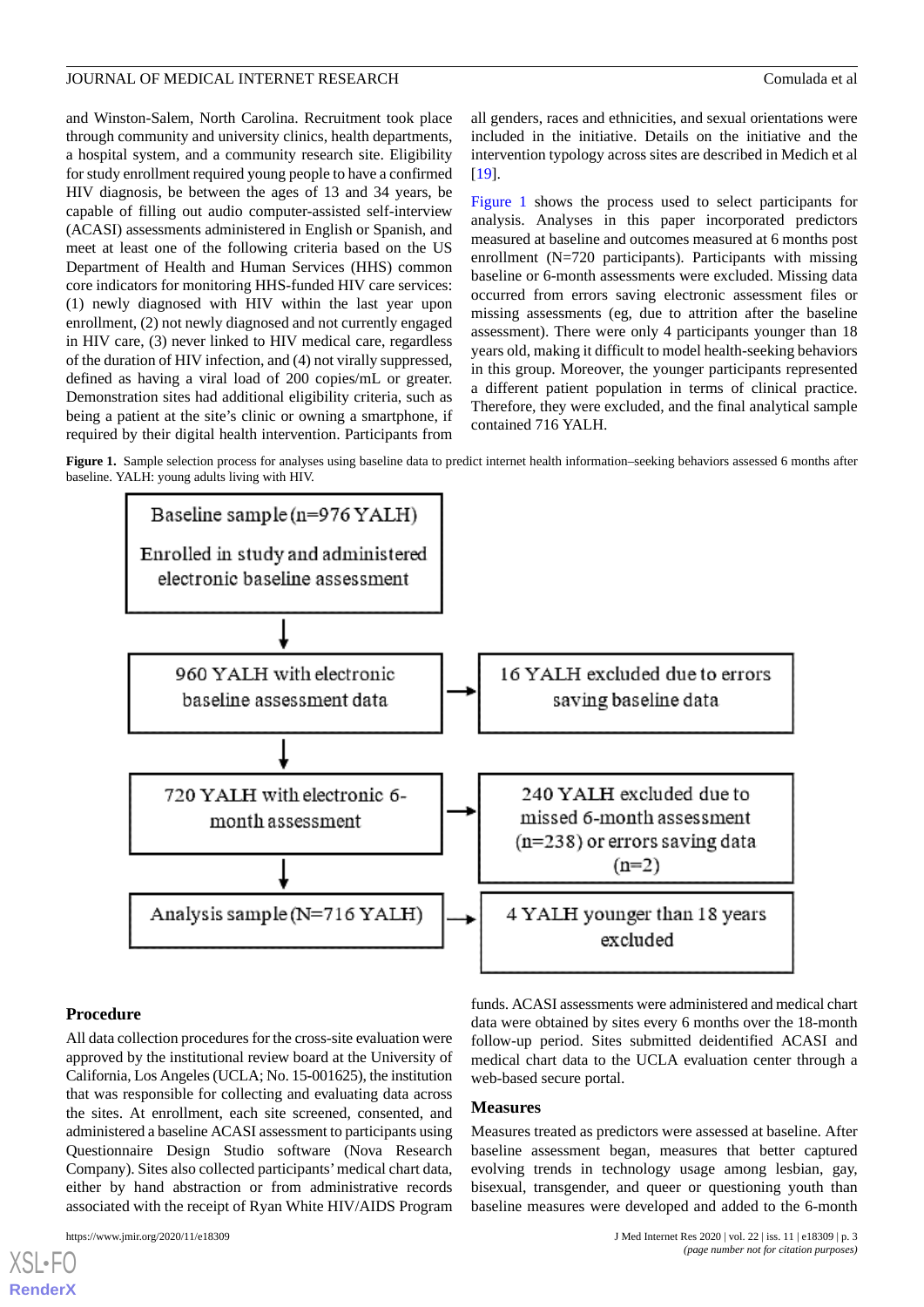and Winston-Salem, North Carolina. Recruitment took place through community and university clinics, health departments, a hospital system, and a community research site. Eligibility for study enrollment required young people to have a confirmed HIV diagnosis, be between the ages of 13 and 34 years, be capable of filling out audio computer-assisted self-interview (ACASI) assessments administered in English or Spanish, and meet at least one of the following criteria based on the US Department of Health and Human Services (HHS) common core indicators for monitoring HHS-funded HIV care services: (1) newly diagnosed with HIV within the last year upon enrollment, (2) not newly diagnosed and not currently engaged in HIV care, (3) never linked to HIV medical care, regardless of the duration of HIV infection, and (4) not virally suppressed, defined as having a viral load of 200 copies/mL or greater. Demonstration sites had additional eligibility criteria, such as being a patient at the site's clinic or owning a smartphone, if required by their digital health intervention. Participants from all genders, races and ethnicities, and sexual orientations were included in the initiative. Details on the initiative and the intervention typology across sites are described in Medich et al [19].

Figure 1 shows the process used to select participants for analysis. Analyses in this paper incorporated predictors measured at baseline and outcomes measured at 6 months post enrollment (N=720 participants). Participants with missing baseline or 6-month assessments were excluded. Missing data occurred from errors saving electronic assessment files or missing assessments (eg, due to attrition after the baseline assessment). There were only 4 participants younger than 18 years old, making it difficult to model health-seeking behaviors in this group. Moreover, the younger participants represented a different patient population in terms of clinical practice. Therefore, they were excluded, and the final analytical sample contained 716 YALH.

**Figure 1.** Sample selection process for analyses using baseline data to predict internet health information–seeking behaviors assessed 6 months after baseline. YALH: young adults living with HIV.

- Baseline sample (n=976 YALH): Enrolled in study and administered electronic baseline assessment
- 960 YALH with electronic baseline assessment data → 16 YALH excluded due to errors saving baseline data
- 720 YALH with electronic 6-month assessment → 240 YALH excluded due to missed 6-month assessment (n=238) or errors saving data (n=2)
- Analysis sample (N=716 YALH) → 4 YALH younger than 18 years excluded

## Procedure

All data collection procedures for the cross-site evaluation were approved by the institutional review board at the University of California, Los Angeles (UCLA; No. 15-001625), the institution that was responsible for collecting and evaluating data across the sites. At enrollment, each site screened, consented, and administered a baseline ACASI assessment to participants using Questionnaire Design Studio software (Nova Research Company). Sites also collected participants' medical chart data, either by hand abstraction or from administrative records associated with the receipt of Ryan White HIV/AIDS Program funds. ACASI assessments were administered and medical chart data were obtained by sites every 6 months over the 18-month follow-up period. Sites submitted deidentified ACASI and medical chart data to the UCLA evaluation center through a web-based secure portal.

## Measures

Measures treated as predictors were assessed at baseline. After baseline assessment began, measures that better captured evolving trends in technology usage among lesbian, gay, bisexual, transgender, and queer or questioning youth than baseline measures were developed and added to the 6-month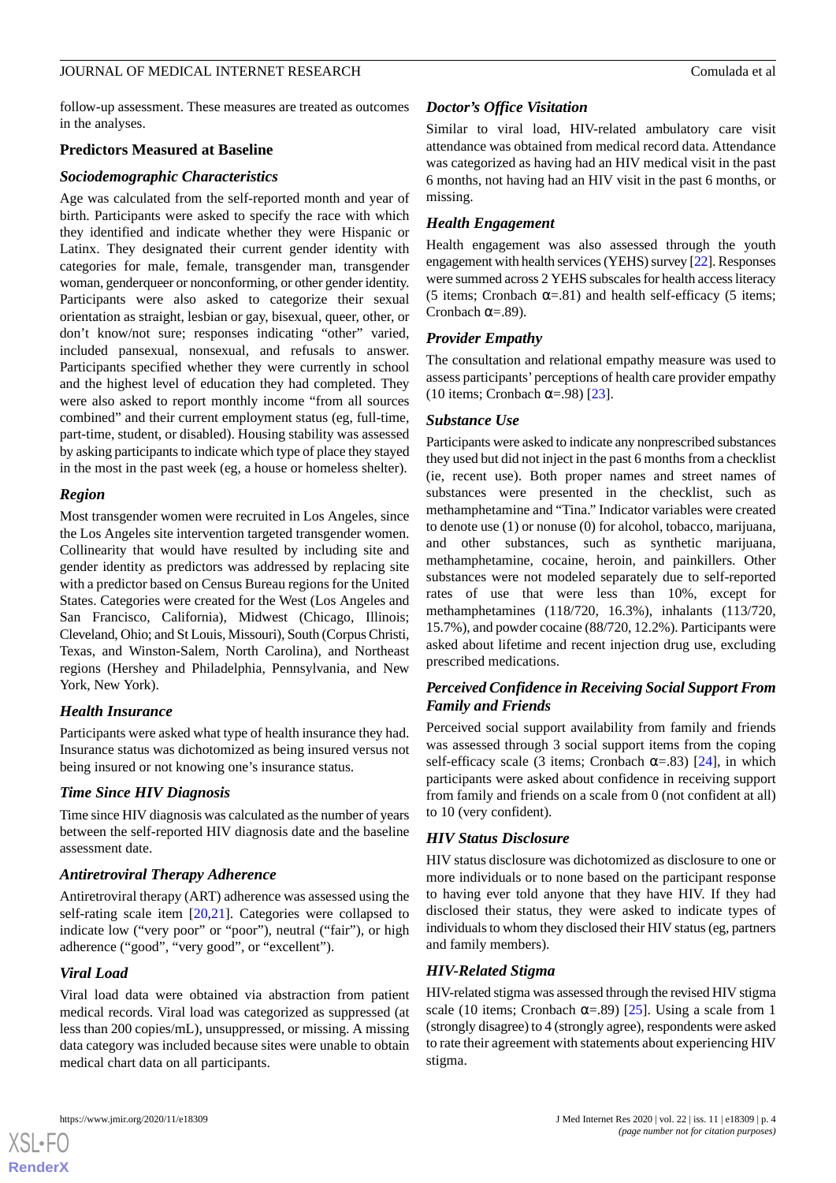follow-up assessment. These measures are treated as outcomes in the analyses.

## Predictors Measured at Baseline

### Sociodemographic Characteristics

Age was calculated from the self-reported month and year of birth. Participants were asked to specify the race with which they identified and indicate whether they were Hispanic or Latinx. They designated their current gender identity with categories for male, female, transgender man, transgender woman, genderqueer or nonconforming, or other gender identity. Participants were also asked to categorize their sexual orientation as straight, lesbian or gay, bisexual, queer, other, or don't know/not sure; responses indicating "other" varied, included pansexual, nonsexual, and refusals to answer. Participants specified whether they were currently in school and the highest level of education they had completed. They were also asked to report monthly income "from all sources combined" and their current employment status (eg, full-time, part-time, student, or disabled). Housing stability was assessed by asking participants to indicate which type of place they stayed in the most in the past week (eg, a house or homeless shelter).

### Region

Most transgender women were recruited in Los Angeles, since the Los Angeles site intervention targeted transgender women. Collinearity that would have resulted by including site and gender identity as predictors was addressed by replacing site with a predictor based on Census Bureau regions for the United States. Categories were created for the West (Los Angeles and San Francisco, California), Midwest (Chicago, Illinois; Cleveland, Ohio; and St Louis, Missouri), South (Corpus Christi, Texas, and Winston-Salem, North Carolina), and Northeast regions (Hershey and Philadelphia, Pennsylvania, and New York, New York).

### Health Insurance

Participants were asked what type of health insurance they had. Insurance status was dichotomized as being insured versus not being insured or not knowing one's insurance status.

### Time Since HIV Diagnosis

Time since HIV diagnosis was calculated as the number of years between the self-reported HIV diagnosis date and the baseline assessment date.

### Antiretroviral Therapy Adherence

Antiretroviral therapy (ART) adherence was assessed using the self-rating scale item [20,21]. Categories were collapsed to indicate low ("very poor" or "poor"), neutral ("fair"), or high adherence ("good", "very good", or "excellent").

### Viral Load

Viral load data were obtained via abstraction from patient medical records. Viral load was categorized as suppressed (at less than 200 copies/mL), unsuppressed, or missing. A missing data category was included because sites were unable to obtain medical chart data on all participants.

### Doctor's Office Visitation

Similar to viral load, HIV-related ambulatory care visit attendance was obtained from medical record data. Attendance was categorized as having had an HIV medical visit in the past 6 months, not having had an HIV visit in the past 6 months, or missing.

### Health Engagement

Health engagement was also assessed through the youth engagement with health services (YEHS) survey [22]. Responses were summed across 2 YEHS subscales for health access literacy (5 items; Cronbach $\alpha$=.81) and health self-efficacy (5 items; Cronbach $\alpha$=.89).

### Provider Empathy

The consultation and relational empathy measure was used to assess participants' perceptions of health care provider empathy (10 items; Cronbach $\alpha$=.98) [23].

### Substance Use

Participants were asked to indicate any nonprescribed substances they used but did not inject in the past 6 months from a checklist (ie, recent use). Both proper names and street names of substances were presented in the checklist, such as methamphetamine and "Tina." Indicator variables were created to denote use (1) or nonuse (0) for alcohol, tobacco, marijuana, and other substances, such as synthetic marijuana, methamphetamine, cocaine, heroin, and painkillers. Other substances were not modeled separately due to self-reported rates of use that were less than 10%, except for methamphetamines (118/720, 16.3%), inhalants (113/720, 15.7%), and powder cocaine (88/720, 12.2%). Participants were asked about lifetime and recent injection drug use, excluding prescribed medications.

### Perceived Confidence in Receiving Social Support From Family and Friends

Perceived social support availability from family and friends was assessed through 3 social support items from the coping self-efficacy scale (3 items; Cronbach $\alpha$=.83) [24], in which participants were asked about confidence in receiving support from family and friends on a scale from 0 (not confident at all) to 10 (very confident).

### HIV Status Disclosure

HIV status disclosure was dichotomized as disclosure to one or more individuals or to none based on the participant response to having ever told anyone that they have HIV. If they had disclosed their status, they were asked to indicate types of individuals to whom they disclosed their HIV status (eg, partners and family members).

### HIV-Related Stigma

HIV-related stigma was assessed through the revised HIV stigma scale (10 items; Cronbach $\alpha$=.89) [25]. Using a scale from 1 (strongly disagree) to 4 (strongly agree), respondents were asked to rate their agreement with statements about experiencing HIV stigma.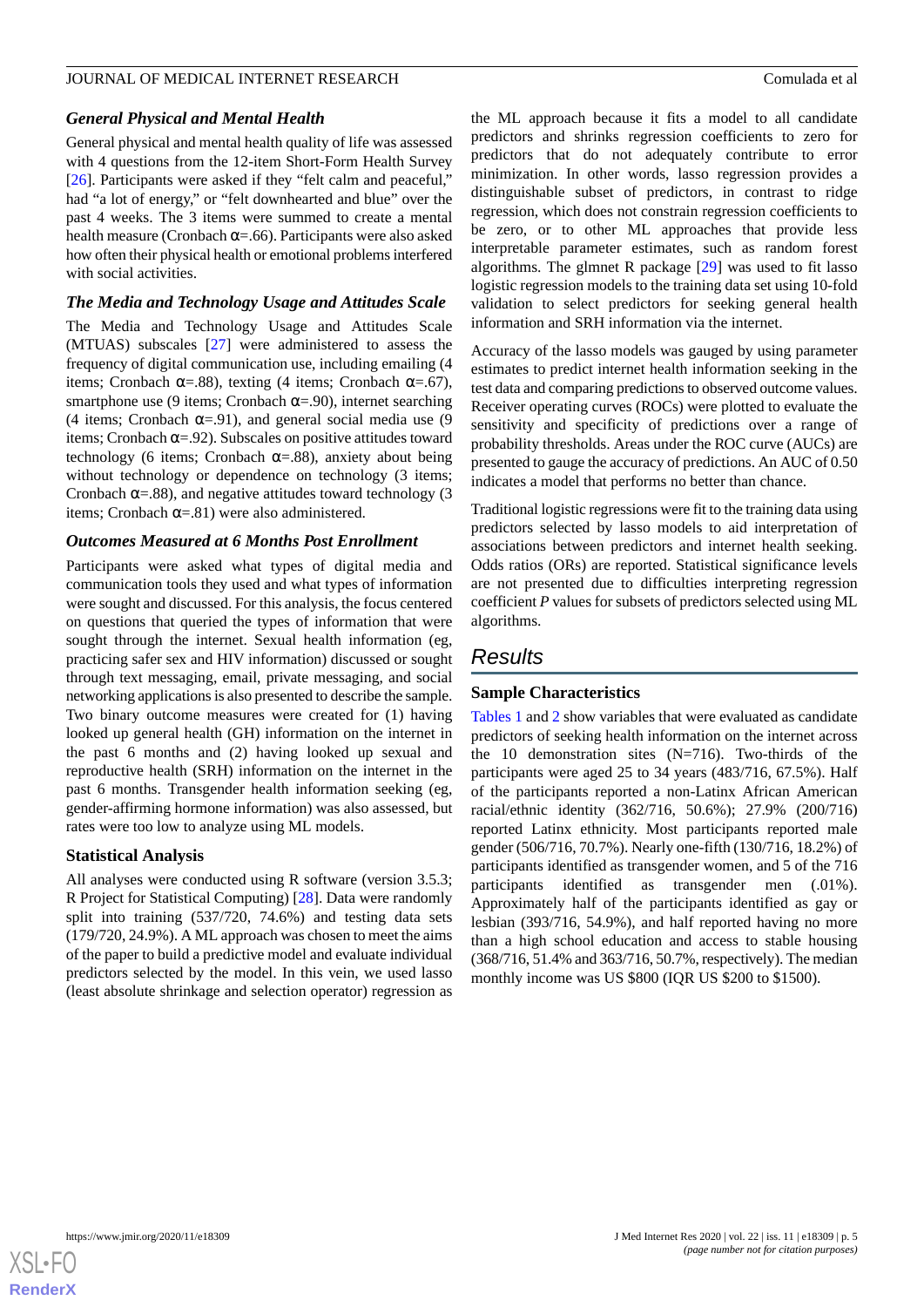### General Physical and Mental Health

General physical and mental health quality of life was assessed with 4 questions from the 12-item Short-Form Health Survey [26]. Participants were asked if they "felt calm and peaceful," had "a lot of energy," or "felt downhearted and blue" over the past 4 weeks. The 3 items were summed to create a mental health measure (Cronbach α=.66). Participants were also asked how often their physical health or emotional problems interfered with social activities.

### The Media and Technology Usage and Attitudes Scale

The Media and Technology Usage and Attitudes Scale (MTUAS) subscales [27] were administered to assess the frequency of digital communication use, including emailing (4 items; Cronbach α=.88), texting (4 items; Cronbach α=.67), smartphone use (9 items; Cronbach α=.90), internet searching (4 items; Cronbach α=.91), and general social media use (9 items; Cronbach α=.92). Subscales on positive attitudes toward technology (6 items; Cronbach α=.88), anxiety about being without technology or dependence on technology (3 items; Cronbach α=.88), and negative attitudes toward technology (3 items; Cronbach α=.81) were also administered.

### Outcomes Measured at 6 Months Post Enrollment

Participants were asked what types of digital media and communication tools they used and what types of information were sought and discussed. For this analysis, the focus centered on questions that queried the types of information that were sought through the internet. Sexual health information (eg, practicing safer sex and HIV information) discussed or sought through text messaging, email, private messaging, and social networking applications is also presented to describe the sample. Two binary outcome measures were created for (1) having looked up general health (GH) information on the internet in the past 6 months and (2) having looked up sexual and reproductive health (SRH) information on the internet in the past 6 months. Transgender health information seeking (eg, gender-affirming hormone information) was also assessed, but rates were too low to analyze using ML models.

### Statistical Analysis

All analyses were conducted using R software (version 3.5.3; R Project for Statistical Computing) [28]. Data were randomly split into training (537/720, 74.6%) and testing data sets (179/720, 24.9%). A ML approach was chosen to meet the aims of the paper to build a predictive model and evaluate individual predictors selected by the model. In this vein, we used lasso (least absolute shrinkage and selection operator) regression as the ML approach because it fits a model to all candidate predictors and shrinks regression coefficients to zero for predictors that do not adequately contribute to error minimization. In other words, lasso regression provides a distinguishable subset of predictors, in contrast to ridge regression, which does not constrain regression coefficients to be zero, or to other ML approaches that provide less interpretable parameter estimates, such as random forest algorithms. The glmnet R package [29] was used to fit lasso logistic regression models to the training data set using 10-fold validation to select predictors for seeking general health information and SRH information via the internet.

Accuracy of the lasso models was gauged by using parameter estimates to predict internet health information seeking in the test data and comparing predictions to observed outcome values. Receiver operating curves (ROCs) were plotted to evaluate the sensitivity and specificity of predictions over a range of probability thresholds. Areas under the ROC curve (AUCs) are presented to gauge the accuracy of predictions. An AUC of 0.50 indicates a model that performs no better than chance.

Traditional logistic regressions were fit to the training data using predictors selected by lasso models to aid interpretation of associations between predictors and internet health seeking. Odds ratios (ORs) are reported. Statistical significance levels are not presented due to difficulties interpreting regression coefficient *P* values for subsets of predictors selected using ML algorithms.

## Results

### Sample Characteristics

Tables 1 and 2 show variables that were evaluated as candidate predictors of seeking health information on the internet across the 10 demonstration sites (N=716). Two-thirds of the participants were aged 25 to 34 years (483/716, 67.5%). Half of the participants reported a non-Latinx African American racial/ethnic identity (362/716, 50.6%); 27.9% (200/716) reported Latinx ethnicity. Most participants reported male gender (506/716, 70.7%). Nearly one-fifth (130/716, 18.2%) of participants identified as transgender women, and 5 of the 716 participants identified as transgender men (.01%). Approximately half of the participants identified as gay or lesbian (393/716, 54.9%), and half reported having no more than a high school education and access to stable housing (368/716, 51.4% and 363/716, 50.7%, respectively). The median monthly income was US $800 (IQR US $200 to $1500).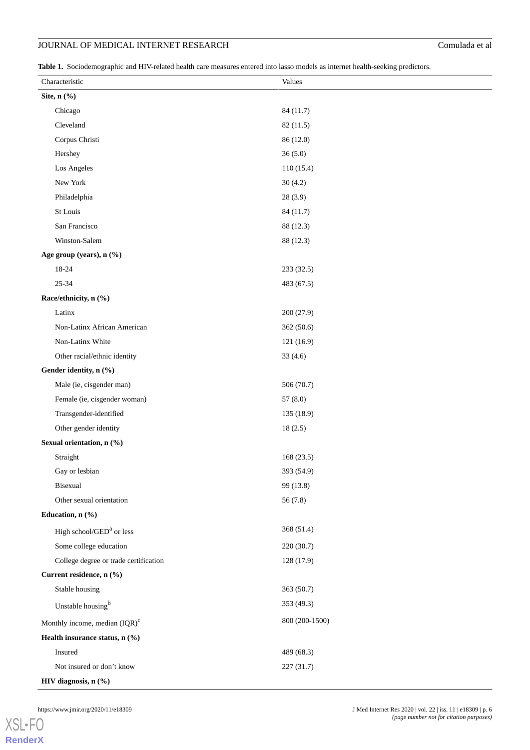**Table 1.** Sociodemographic and HIV-related health care measures entered into lasso models as internet health-seeking predictors.

| Characteristic | Values |
|---|---|
| **Site, n (%)** | |
| Chicago | 84 (11.7) |
| Cleveland | 82 (11.5) |
| Corpus Christi | 86 (12.0) |
| Hershey | 36 (5.0) |
| Los Angeles | 110 (15.4) |
| New York | 30 (4.2) |
| Philadelphia | 28 (3.9) |
| St Louis | 84 (11.7) |
| San Francisco | 88 (12.3) |
| Winston-Salem | 88 (12.3) |
| **Age group (years), n (%)** | |
| 18-24 | 233 (32.5) |
| 25-34 | 483 (67.5) |
| **Race/ethnicity, n (%)** | |
| Latinx | 200 (27.9) |
| Non-Latinx African American | 362 (50.6) |
| Non-Latinx White | 121 (16.9) |
| Other racial/ethnic identity | 33 (4.6) |
| **Gender identity, n (%)** | |
| Male (ie, cisgender man) | 506 (70.7) |
| Female (ie, cisgender woman) | 57 (8.0) |
| Transgender-identified | 135 (18.9) |
| Other gender identity | 18 (2.5) |
| **Sexual orientation, n (%)** | |
| Straight | 168 (23.5) |
| Gay or lesbian | 393 (54.9) |
| Bisexual | 99 (13.8) |
| Other sexual orientation | 56 (7.8) |
| **Education, n (%)** | |
| High school/GED[a] or less | 368 (51.4) |
| Some college education | 220 (30.7) |
| College degree or trade certification | 128 (17.9) |
| **Current residence, n (%)** | |
| Stable housing | 363 (50.7) |
| Unstable housing[b] | 353 (49.3) |
| Monthly income, median (IQR)[c] | 800 (200-1500) |
| **Health insurance status, n (%)** | |
| Insured | 489 (68.3) |
| Not insured or don't know | 227 (31.7) |
| **HIV diagnosis, n (%)** | |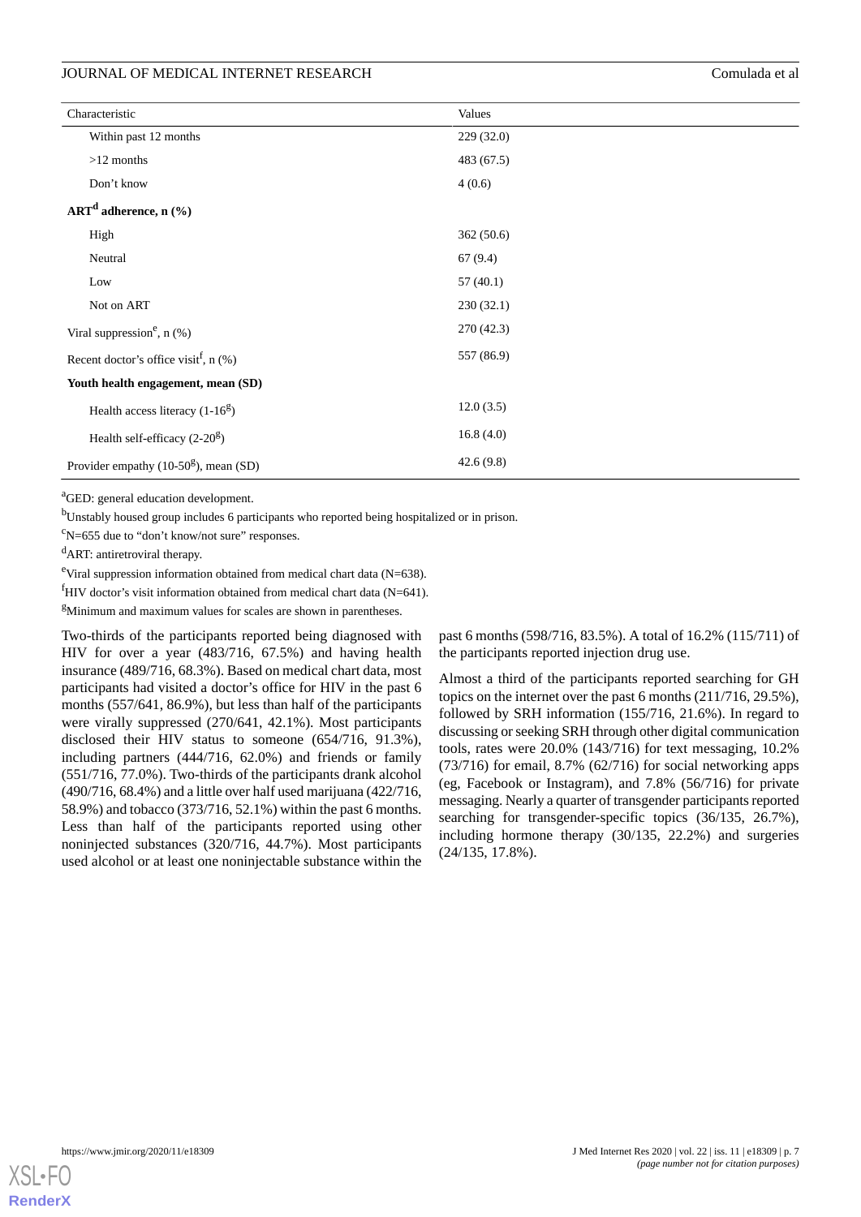| Characteristic | Values |
|---|---|
| Within past 12 months | 229 (32.0) |
| >12 months | 483 (67.5) |
| Don't know | 4 (0.6) |
| **ART[d] adherence, n (%)** | |
| High | 362 (50.6) |
| Neutral | 67 (9.4) |
| Low | 57 (40.1) |
| Not on ART | 230 (32.1) |
| Viral suppression[e], n (%) | 270 (42.3) |
| Recent doctor's office visit[f], n (%) | 557 (86.9) |
| **Youth health engagement, mean (SD)** | |
| Health access literacy (1-16[g]) | 12.0 (3.5) |
| Health self-efficacy (2-20[g]) | 16.8 (4.0) |
| Provider empathy (10-50[g]), mean (SD) | 42.6 (9.8) |

[a]GED: general education development.

[b]Unstably housed group includes 6 participants who reported being hospitalized or in prison.

[c]N=655 due to "don't know/not sure" responses.

[d]ART: antiretroviral therapy.

[e]Viral suppression information obtained from medical chart data (N=638).

[f]HIV doctor's visit information obtained from medical chart data (N=641).

[g]Minimum and maximum values for scales are shown in parentheses.

Two-thirds of the participants reported being diagnosed with HIV for over a year (483/716, 67.5%) and having health insurance (489/716, 68.3%). Based on medical chart data, most participants had visited a doctor's office for HIV in the past 6 months (557/641, 86.9%), but less than half of the participants were virally suppressed (270/641, 42.1%). Most participants disclosed their HIV status to someone (654/716, 91.3%), including partners (444/716, 62.0%) and friends or family (551/716, 77.0%). Two-thirds of the participants drank alcohol (490/716, 68.4%) and a little over half used marijuana (422/716, 58.9%) and tobacco (373/716, 52.1%) within the past 6 months. Less than half of the participants reported using other noninjected substances (320/716, 44.7%). Most participants used alcohol or at least one noninjectable substance within the past 6 months (598/716, 83.5%). A total of 16.2% (115/711) of the participants reported injection drug use.

Almost a third of the participants reported searching for GH topics on the internet over the past 6 months (211/716, 29.5%), followed by SRH information (155/716, 21.6%). In regard to discussing or seeking SRH through other digital communication tools, rates were 20.0% (143/716) for text messaging, 10.2% (73/716) for email, 8.7% (62/716) for social networking apps (eg, Facebook or Instagram), and 7.8% (56/716) for private messaging. Nearly a quarter of transgender participants reported searching for transgender-specific topics (36/135, 26.7%), including hormone therapy (30/135, 22.2%) and surgeries (24/135, 17.8%).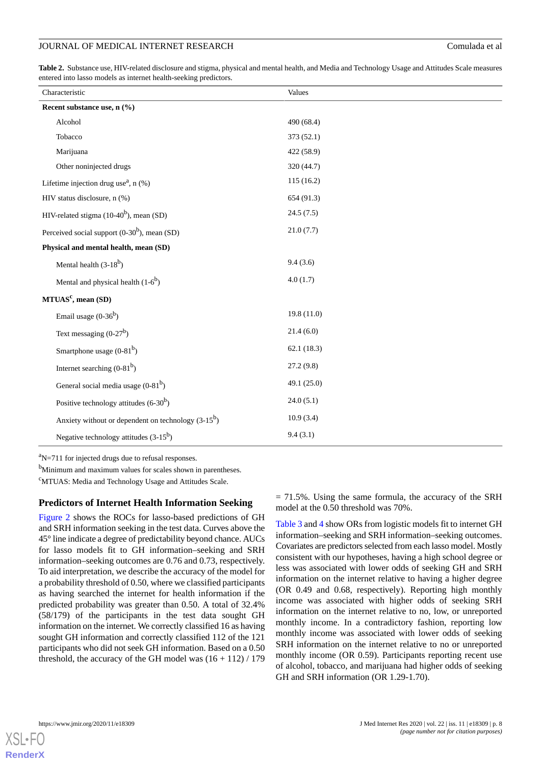**Table 2.** Substance use, HIV-related disclosure and stigma, physical and mental health, and Media and Technology Usage and Attitudes Scale measures entered into lasso models as internet health-seeking predictors.

| Characteristic | Values |
|---|---|
| **Recent substance use, n (%)** | |
| Alcohol | 490 (68.4) |
| Tobacco | 373 (52.1) |
| Marijuana | 422 (58.9) |
| Other noninjected drugs | 320 (44.7) |
| Lifetime injection drug use[a], n (%) | 115 (16.2) |
| HIV status disclosure, n (%) | 654 (91.3) |
| HIV-related stigma (10-40[b]), mean (SD) | 24.5 (7.5) |
| Perceived social support (0-30[b]), mean (SD) | 21.0 (7.7) |
| **Physical and mental health, mean (SD)** | |
| Mental health (3-18[b]) | 9.4 (3.6) |
| Mental and physical health (1-6[b]) | 4.0 (1.7) |
| **MTUAS[c], mean (SD)** | |
| Email usage (0-36[b]) | 19.8 (11.0) |
| Text messaging (0-27[b]) | 21.4 (6.0) |
| Smartphone usage (0-81[b]) | 62.1 (18.3) |
| Internet searching (0-81[b]) | 27.2 (9.8) |
| General social media usage (0-81[b]) | 49.1 (25.0) |
| Positive technology attitudes (6-30[b]) | 24.0 (5.1) |
| Anxiety without or dependent on technology (3-15[b]) | 10.9 (3.4) |
| Negative technology attitudes (3-15[b]) | 9.4 (3.1) |

[a]N=711 for injected drugs due to refusal responses.

[b]Minimum and maximum values for scales shown in parentheses.

[c]MTUAS: Media and Technology Usage and Attitudes Scale.

### Predictors of Internet Health Information Seeking

Figure 2 shows the ROCs for lasso-based predictions of GH and SRH information seeking in the test data. Curves above the 45° line indicate a degree of predictability beyond chance. AUCs for lasso models fit to GH information–seeking and SRH information–seeking outcomes are 0.76 and 0.73, respectively. To aid interpretation, we describe the accuracy of the model for a probability threshold of 0.50, where we classified participants as having searched the internet for health information if the predicted probability was greater than 0.50. A total of 32.4% (58/179) of the participants in the test data sought GH information on the internet. We correctly classified 16 as having sought GH information and correctly classified 112 of the 121 participants who did not seek GH information. Based on a 0.50 threshold, the accuracy of the GH model was (16 + 112) / 179 = 71.5%. Using the same formula, the accuracy of the SRH model at the 0.50 threshold was 70%.

Table 3 and 4 show ORs from logistic models fit to internet GH information–seeking and SRH information–seeking outcomes. Covariates are predictors selected from each lasso model. Mostly consistent with our hypotheses, having a high school degree or less was associated with lower odds of seeking GH and SRH information on the internet relative to having a higher degree (OR 0.49 and 0.68, respectively). Reporting high monthly income was associated with higher odds of seeking SRH information on the internet relative to no, low, or unreported monthly income. In a contradictory fashion, reporting low monthly income was associated with lower odds of seeking SRH information on the internet relative to no or unreported monthly income (OR 0.59). Participants reporting recent use of alcohol, tobacco, and marijuana had higher odds of seeking GH and SRH information (OR 1.29-1.70).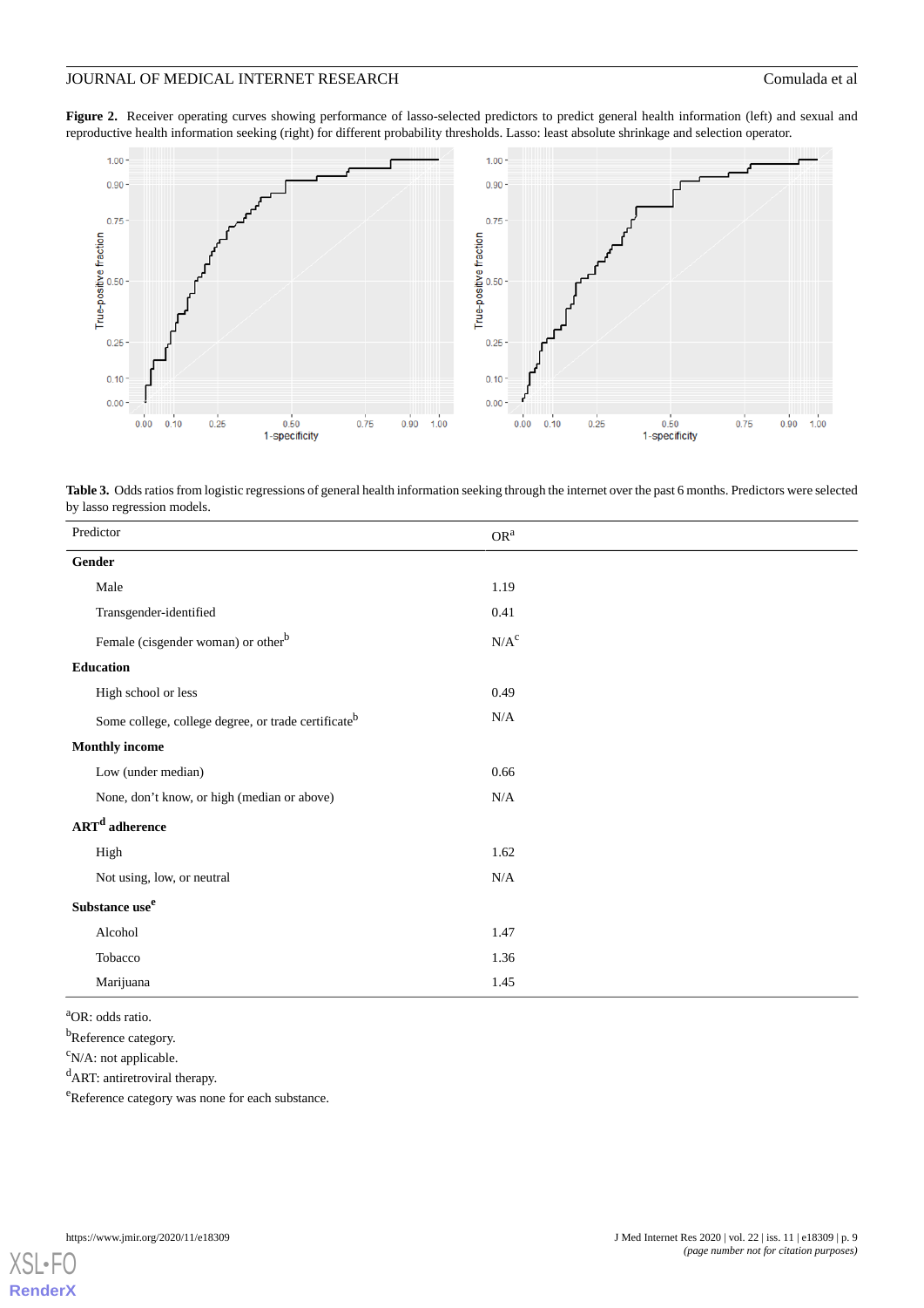**Figure 2.** Receiver operating curves showing performance of lasso-selected predictors to predict general health information (left) and sexual and reproductive health information seeking (right) for different probability thresholds. Lasso: least absolute shrinkage and selection operator.

**Table 3.** Odds ratios from logistic regressions of general health information seeking through the internet over the past 6 months. Predictors were selected by lasso regression models.

| Predictor | OR[a] |
|---|---|
| **Gender** | |
| Male | 1.19 |
| Transgender-identified | 0.41 |
| Female (cisgender woman) or other[b] | N/A[c] |
| **Education** | |
| High school or less | 0.49 |
| Some college, college degree, or trade certificate[b] | N/A |
| **Monthly income** | |
| Low (under median) | 0.66 |
| None, don't know, or high (median or above) | N/A |
| **ART[d] adherence** | |
| High | 1.62 |
| Not using, low, or neutral | N/A |
| **Substance use[e]** | |
| Alcohol | 1.47 |
| Tobacco | 1.36 |
| Marijuana | 1.45 |

[a]OR: odds ratio.

[b]Reference category.

[c]N/A: not applicable.

[d]ART: antiretroviral therapy.

[e]Reference category was none for each substance.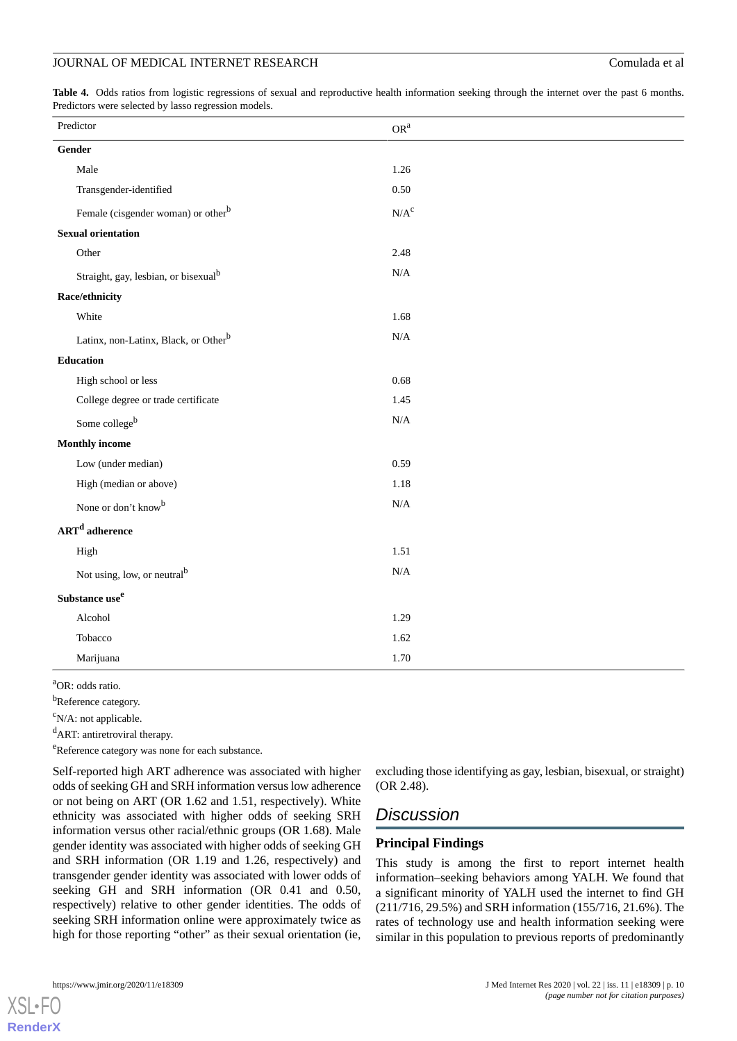**Table 4.** Odds ratios from logistic regressions of sexual and reproductive health information seeking through the internet over the past 6 months. Predictors were selected by lasso regression models.

| Predictor | OR[a] |
|---|---|
| **Gender** | |
| Male | 1.26 |
| Transgender-identified | 0.50 |
| Female (cisgender woman) or other[b] | N/A[c] |
| **Sexual orientation** | |
| Other | 2.48 |
| Straight, gay, lesbian, or bisexual[b] | N/A |
| **Race/ethnicity** | |
| White | 1.68 |
| Latinx, non-Latinx, Black, or Other[b] | N/A |
| **Education** | |
| High school or less | 0.68 |
| College degree or trade certificate | 1.45 |
| Some college[b] | N/A |
| **Monthly income** | |
| Low (under median) | 0.59 |
| High (median or above) | 1.18 |
| None or don't know[b] | N/A |
| **ART[d] adherence** | |
| High | 1.51 |
| Not using, low, or neutral[b] | N/A |
| **Substance use[e]** | |
| Alcohol | 1.29 |
| Tobacco | 1.62 |
| Marijuana | 1.70 |

[a]OR: odds ratio.

[b]Reference category.

[c]N/A: not applicable.

[d]ART: antiretroviral therapy.

[e]Reference category was none for each substance.

Self-reported high ART adherence was associated with higher odds of seeking GH and SRH information versus low adherence or not being on ART (OR 1.62 and 1.51, respectively). White ethnicity was associated with higher odds of seeking SRH information versus other racial/ethnic groups (OR 1.68). Male gender identity was associated with higher odds of seeking GH and SRH information (OR 1.19 and 1.26, respectively) and transgender gender identity was associated with lower odds of seeking GH and SRH information (OR 0.41 and 0.50, respectively) relative to other gender identities. The odds of seeking SRH information online were approximately twice as high for those reporting "other" as their sexual orientation (ie, excluding those identifying as gay, lesbian, bisexual, or straight) (OR 2.48).

## Discussion

### Principal Findings

This study is among the first to report internet health information–seeking behaviors among YALH. We found that a significant minority of YALH used the internet to find GH (211/716, 29.5%) and SRH information (155/716, 21.6%). The rates of technology use and health information seeking were similar in this population to previous reports of predominantly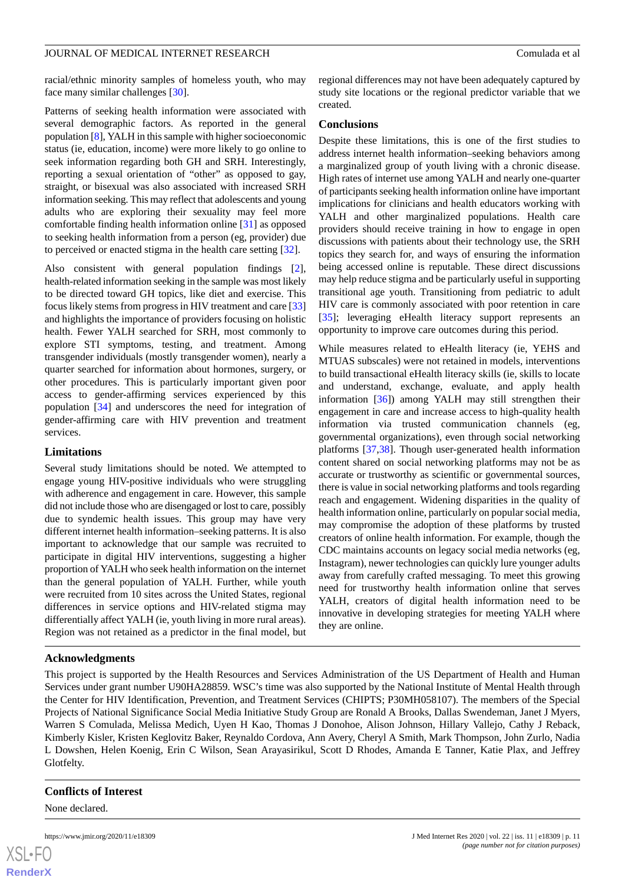racial/ethnic minority samples of homeless youth, who may face many similar challenges [30].

Patterns of seeking health information were associated with several demographic factors. As reported in the general population [8], YALH in this sample with higher socioeconomic status (ie, education, income) were more likely to go online to seek information regarding both GH and SRH. Interestingly, reporting a sexual orientation of "other" as opposed to gay, straight, or bisexual was also associated with increased SRH information seeking. This may reflect that adolescents and young adults who are exploring their sexuality may feel more comfortable finding health information online [31] as opposed to seeking health information from a person (eg, provider) due to perceived or enacted stigma in the health care setting [32].

Also consistent with general population findings [2], health-related information seeking in the sample was most likely to be directed toward GH topics, like diet and exercise. This focus likely stems from progress in HIV treatment and care [33] and highlights the importance of providers focusing on holistic health. Fewer YALH searched for SRH, most commonly to explore STI symptoms, testing, and treatment. Among transgender individuals (mostly transgender women), nearly a quarter searched for information about hormones, surgery, or other procedures. This is particularly important given poor access to gender-affirming services experienced by this population [34] and underscores the need for integration of gender-affirming care with HIV prevention and treatment services.

### Limitations

Several study limitations should be noted. We attempted to engage young HIV-positive individuals who were struggling with adherence and engagement in care. However, this sample did not include those who are disengaged or lost to care, possibly due to syndemic health issues. This group may have very different internet health information–seeking patterns. It is also important to acknowledge that our sample was recruited to participate in digital HIV interventions, suggesting a higher proportion of YALH who seek health information on the internet than the general population of YALH. Further, while youth were recruited from 10 sites across the United States, regional differences in service options and HIV-related stigma may differentially affect YALH (ie, youth living in more rural areas). Region was not retained as a predictor in the final model, but regional differences may not have been adequately captured by study site locations or the regional predictor variable that we created.

### Conclusions

Despite these limitations, this is one of the first studies to address internet health information–seeking behaviors among a marginalized group of youth living with a chronic disease. High rates of internet use among YALH and nearly one-quarter of participants seeking health information online have important implications for clinicians and health educators working with YALH and other marginalized populations. Health care providers should receive training in how to engage in open discussions with patients about their technology use, the SRH topics they search for, and ways of ensuring the information being accessed online is reputable. These direct discussions may help reduce stigma and be particularly useful in supporting transitional age youth. Transitioning from pediatric to adult HIV care is commonly associated with poor retention in care [35]; leveraging eHealth literacy support represents an opportunity to improve care outcomes during this period.

While measures related to eHealth literacy (ie, YEHS and MTUAS subscales) were not retained in models, interventions to build transactional eHealth literacy skills (ie, skills to locate and understand, exchange, evaluate, and apply health information [36]) among YALH may still strengthen their engagement in care and increase access to high-quality health information via trusted communication channels (eg, governmental organizations), even through social networking platforms [37,38]. Though user-generated health information content shared on social networking platforms may not be as accurate or trustworthy as scientific or governmental sources, there is value in social networking platforms and tools regarding reach and engagement. Widening disparities in the quality of health information online, particularly on popular social media, may compromise the adoption of these platforms by trusted creators of online health information. For example, though the CDC maintains accounts on legacy social media networks (eg, Instagram), newer technologies can quickly lure younger adults away from carefully crafted messaging. To meet this growing need for trustworthy health information online that serves YALH, creators of digital health information need to be innovative in developing strategies for meeting YALH where they are online.

## Acknowledgments

This project is supported by the Health Resources and Services Administration of the US Department of Health and Human Services under grant number U90HA28859. WSC's time was also supported by the National Institute of Mental Health through the Center for HIV Identification, Prevention, and Treatment Services (CHIPTS; P30MH058107). The members of the Special Projects of National Significance Social Media Initiative Study Group are Ronald A Brooks, Dallas Swendeman, Janet J Myers, Warren S Comulada, Melissa Medich, Uyen H Kao, Thomas J Donohoe, Alison Johnson, Hillary Vallejo, Cathy J Reback, Kimberly Kisler, Kristen Keglovitz Baker, Reynaldo Cordova, Ann Avery, Cheryl A Smith, Mark Thompson, John Zurlo, Nadia L Dowshen, Helen Koenig, Erin C Wilson, Sean Arayasirikul, Scott D Rhodes, Amanda E Tanner, Katie Plax, and Jeffrey Glotfelty.

## Conflicts of Interest

None declared.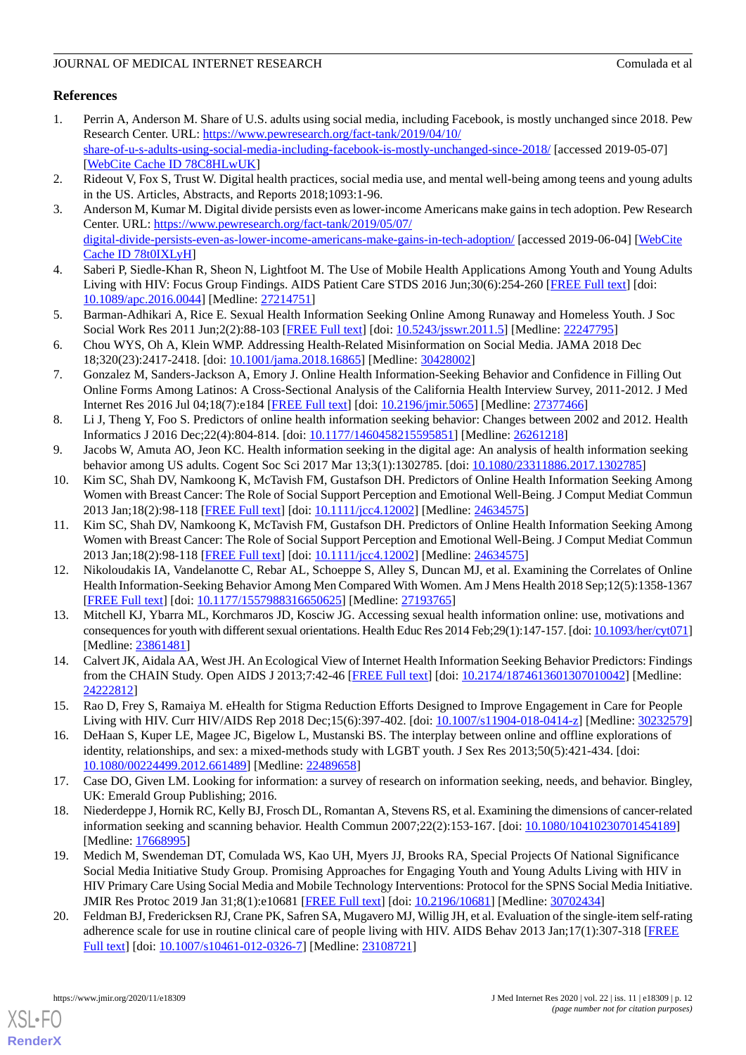## References

1. Perrin A, Anderson M. Share of U.S. adults using social media, including Facebook, is mostly unchanged since 2018. Pew Research Center. URL: [https://www.pewresearch.org/fact-tank/2019/04/10/share-of-u-s-adults-using-social-media-including-facebook-is-mostly-unchanged-since-2018/](https://www.pewresearch.org/fact-tank/2019/04/10/share-of-u-s-adults-using-social-media-including-facebook-is-mostly-unchanged-since-2018/) [accessed 2019-05-07] [WebCite Cache ID 78C8HLwUK]
2. Rideout V, Fox S, Trust W. Digital health practices, social media use, and mental well-being among teens and young adults in the US. Articles, Abstracts, and Reports 2018;1093:1-96.
3. Anderson M, Kumar M. Digital divide persists even as lower-income Americans make gains in tech adoption. Pew Research Center. URL: [https://www.pewresearch.org/fact-tank/2019/05/07/digital-divide-persists-even-as-lower-income-americans-make-gains-in-tech-adoption/](https://www.pewresearch.org/fact-tank/2019/05/07/digital-divide-persists-even-as-lower-income-americans-make-gains-in-tech-adoption/) [accessed 2019-06-04] [WebCite Cache ID 78t0IXLyH]
4. Saberi P, Siedle-Khan R, Sheon N, Lightfoot M. The Use of Mobile Health Applications Among Youth and Young Adults Living with HIV: Focus Group Findings. AIDS Patient Care STDS 2016 Jun;30(6):254-260 [FREE Full text] [doi: 10.1089/apc.2016.0044] [Medline: 27214751]
5. Barman-Adhikari A, Rice E. Sexual Health Information Seeking Online Among Runaway and Homeless Youth. J Soc Social Work Res 2011 Jun;2(2):88-103 [FREE Full text] [doi: 10.5243/jsswr.2011.5] [Medline: 22247795]
6. Chou WYS, Oh A, Klein WMP. Addressing Health-Related Misinformation on Social Media. JAMA 2018 Dec 18;320(23):2417-2418. [doi: 10.1001/jama.2018.16865] [Medline: 30428002]
7. Gonzalez M, Sanders-Jackson A, Emory J. Online Health Information-Seeking Behavior and Confidence in Filling Out Online Forms Among Latinos: A Cross-Sectional Analysis of the California Health Interview Survey, 2011-2012. J Med Internet Res 2016 Jul 04;18(7):e184 [FREE Full text] [doi: 10.2196/jmir.5065] [Medline: 27377466]
8. Li J, Theng Y, Foo S. Predictors of online health information seeking behavior: Changes between 2002 and 2012. Health Informatics J 2016 Dec;22(4):804-814. [doi: 10.1177/1460458215595851] [Medline: 26261218]
9. Jacobs W, Amuta AO, Jeon KC. Health information seeking in the digital age: An analysis of health information seeking behavior among US adults. Cogent Soc Sci 2017 Mar 13;3(1):1302785. [doi: 10.1080/23311886.2017.1302785]
10. Kim SC, Shah DV, Namkoong K, McTavish FM, Gustafson DH. Predictors of Online Health Information Seeking Among Women with Breast Cancer: The Role of Social Support Perception and Emotional Well-Being. J Comput Mediat Commun 2013 Jan;18(2):98-118 [FREE Full text] [doi: 10.1111/jcc4.12002] [Medline: 24634575]
11. Kim SC, Shah DV, Namkoong K, McTavish FM, Gustafson DH. Predictors of Online Health Information Seeking Among Women with Breast Cancer: The Role of Social Support Perception and Emotional Well-Being. J Comput Mediat Commun 2013 Jan;18(2):98-118 [FREE Full text] [doi: 10.1111/jcc4.12002] [Medline: 24634575]
12. Nikoloudakis IA, Vandelanotte C, Rebar AL, Schoeppe S, Alley S, Duncan MJ, et al. Examining the Correlates of Online Health Information-Seeking Behavior Among Men Compared With Women. Am J Mens Health 2018 Sep;12(5):1358-1367 [FREE Full text] [doi: 10.1177/1557988316650625] [Medline: 27193765]
13. Mitchell KJ, Ybarra ML, Korchmaros JD, Kosciw JG. Accessing sexual health information online: use, motivations and consequences for youth with different sexual orientations. Health Educ Res 2014 Feb;29(1):147-157. [doi: 10.1093/her/cyt071] [Medline: 23861481]
14. Calvert JK, Aidala AA, West JH. An Ecological View of Internet Health Information Seeking Behavior Predictors: Findings from the CHAIN Study. Open AIDS J 2013;7:42-46 [FREE Full text] [doi: 10.2174/1874613601307010042] [Medline: 24222812]
15. Rao D, Frey S, Ramaiya M. eHealth for Stigma Reduction Efforts Designed to Improve Engagement in Care for People Living with HIV. Curr HIV/AIDS Rep 2018 Dec;15(6):397-402. [doi: 10.1007/s11904-018-0414-z] [Medline: 30232579]
16. DeHaan S, Kuper LE, Magee JC, Bigelow L, Mustanski BS. The interplay between online and offline explorations of identity, relationships, and sex: a mixed-methods study with LGBT youth. J Sex Res 2013;50(5):421-434. [doi: 10.1080/00224499.2012.661489] [Medline: 22489658]
17. Case DO, Given LM. Looking for information: a survey of research on information seeking, needs, and behavior. Bingley, UK: Emerald Group Publishing; 2016.
18. Niederdeppe J, Hornik RC, Kelly BJ, Frosch DL, Romantan A, Stevens RS, et al. Examining the dimensions of cancer-related information seeking and scanning behavior. Health Commun 2007;22(2):153-167. [doi: 10.1080/10410230701454189] [Medline: 17668995]
19. Medich M, Swendeman DT, Comulada WS, Kao UH, Myers JJ, Brooks RA, Special Projects Of National Significance Social Media Initiative Study Group. Promising Approaches for Engaging Youth and Young Adults Living with HIV in HIV Primary Care Using Social Media and Mobile Technology Interventions: Protocol for the SPNS Social Media Initiative. JMIR Res Protoc 2019 Jan 31;8(1):e10681 [FREE Full text] [doi: 10.2196/10681] [Medline: 30702434]
20. Feldman BJ, Fredericksen RJ, Crane PK, Safren SA, Mugavero MJ, Willig JH, et al. Evaluation of the single-item self-rating adherence scale for use in routine clinical care of people living with HIV. AIDS Behav 2013 Jan;17(1):307-318 [FREE Full text] [doi: 10.1007/s10461-012-0326-7] [Medline: 23108721]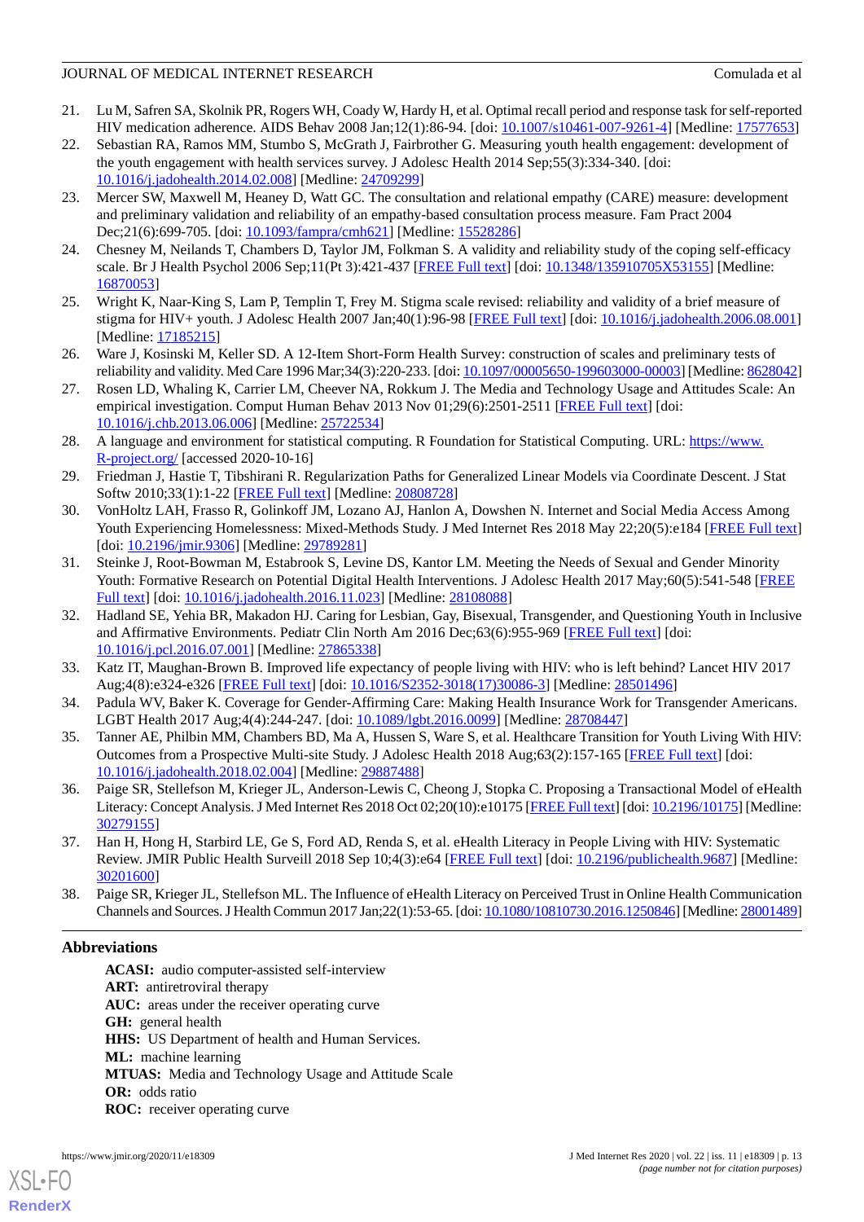21. Lu M, Safren SA, Skolnik PR, Rogers WH, Coady W, Hardy H, et al. Optimal recall period and response task for self-reported HIV medication adherence. AIDS Behav 2008 Jan;12(1):86-94. [doi: 10.1007/s10461-007-9261-4] [Medline: 17577653]
22. Sebastian RA, Ramos MM, Stumbo S, McGrath J, Fairbrother G. Measuring youth health engagement: development of the youth engagement with health services survey. J Adolesc Health 2014 Sep;55(3):334-340. [doi: 10.1016/j.jadohealth.2014.02.008] [Medline: 24709299]
23. Mercer SW, Maxwell M, Heaney D, Watt GC. The consultation and relational empathy (CARE) measure: development and preliminary validation and reliability of an empathy-based consultation process measure. Fam Pract 2004 Dec;21(6):699-705. [doi: 10.1093/fampra/cmh621] [Medline: 15528286]
24. Chesney M, Neilands T, Chambers D, Taylor JM, Folkman S. A validity and reliability study of the coping self-efficacy scale. Br J Health Psychol 2006 Sep;11(Pt 3):421-437 [FREE Full text] [doi: 10.1348/135910705X53155] [Medline: 16870053]
25. Wright K, Naar-King S, Lam P, Templin T, Frey M. Stigma scale revised: reliability and validity of a brief measure of stigma for HIV+ youth. J Adolesc Health 2007 Jan;40(1):96-98 [FREE Full text] [doi: 10.1016/j.jadohealth.2006.08.001] [Medline: 17185215]
26. Ware J, Kosinski M, Keller SD. A 12-Item Short-Form Health Survey: construction of scales and preliminary tests of reliability and validity. Med Care 1996 Mar;34(3):220-233. [doi: 10.1097/00005650-199603000-00003] [Medline: 8628042]
27. Rosen LD, Whaling K, Carrier LM, Cheever NA, Rokkum J. The Media and Technology Usage and Attitudes Scale: An empirical investigation. Comput Human Behav 2013 Nov 01;29(6):2501-2511 [FREE Full text] [doi: 10.1016/j.chb.2013.06.006] [Medline: 25722534]
28. A language and environment for statistical computing. R Foundation for Statistical Computing. URL: https://www.R-project.org/ [accessed 2020-10-16]
29. Friedman J, Hastie T, Tibshirani R. Regularization Paths for Generalized Linear Models via Coordinate Descent. J Stat Softw 2010;33(1):1-22 [FREE Full text] [Medline: 20808728]
30. VonHoltz LAH, Frasso R, Golinkoff JM, Lozano AJ, Hanlon A, Dowshen N. Internet and Social Media Access Among Youth Experiencing Homelessness: Mixed-Methods Study. J Med Internet Res 2018 May 22;20(5):e184 [FREE Full text] [doi: 10.2196/jmir.9306] [Medline: 29789281]
31. Steinke J, Root-Bowman M, Estabrook S, Levine DS, Kantor LM. Meeting the Needs of Sexual and Gender Minority Youth: Formative Research on Potential Digital Health Interventions. J Adolesc Health 2017 May;60(5):541-548 [FREE Full text] [doi: 10.1016/j.jadohealth.2016.11.023] [Medline: 28108088]
32. Hadland SE, Yehia BR, Makadon HJ. Caring for Lesbian, Gay, Bisexual, Transgender, and Questioning Youth in Inclusive and Affirmative Environments. Pediatr Clin North Am 2016 Dec;63(6):955-969 [FREE Full text] [doi: 10.1016/j.pcl.2016.07.001] [Medline: 27865338]
33. Katz IT, Maughan-Brown B. Improved life expectancy of people living with HIV: who is left behind? Lancet HIV 2017 Aug;4(8):e324-e326 [FREE Full text] [doi: 10.1016/S2352-3018(17)30086-3] [Medline: 28501496]
34. Padula WV, Baker K. Coverage for Gender-Affirming Care: Making Health Insurance Work for Transgender Americans. LGBT Health 2017 Aug;4(4):244-247. [doi: 10.1089/lgbt.2016.0099] [Medline: 28708447]
35. Tanner AE, Philbin MM, Chambers BD, Ma A, Hussen S, Ware S, et al. Healthcare Transition for Youth Living With HIV: Outcomes from a Prospective Multi-site Study. J Adolesc Health 2018 Aug;63(2):157-165 [FREE Full text] [doi: 10.1016/j.jadohealth.2018.02.004] [Medline: 29887488]
36. Paige SR, Stellefson M, Krieger JL, Anderson-Lewis C, Cheong J, Stopka C. Proposing a Transactional Model of eHealth Literacy: Concept Analysis. J Med Internet Res 2018 Oct 02;20(10):e10175 [FREE Full text] [doi: 10.2196/10175] [Medline: 30279155]
37. Han H, Hong H, Starbird LE, Ge S, Ford AD, Renda S, et al. eHealth Literacy in People Living with HIV: Systematic Review. JMIR Public Health Surveill 2018 Sep 10;4(3):e64 [FREE Full text] [doi: 10.2196/publichealth.9687] [Medline: 30201600]
38. Paige SR, Krieger JL, Stellefson ML. The Influence of eHealth Literacy on Perceived Trust in Online Health Communication Channels and Sources. J Health Commun 2017 Jan;22(1):53-65. [doi: 10.1080/10810730.2016.1250846] [Medline: 28001489]

## Abbreviations

**ACASI:** audio computer-assisted self-interview
**ART:** antiretroviral therapy
**AUC:** areas under the receiver operating curve
**GH:** general health
**HHS:** US Department of health and Human Services.
**ML:** machine learning
**MTUAS:** Media and Technology Usage and Attitude Scale
**OR:** odds ratio
**ROC:** receiver operating curve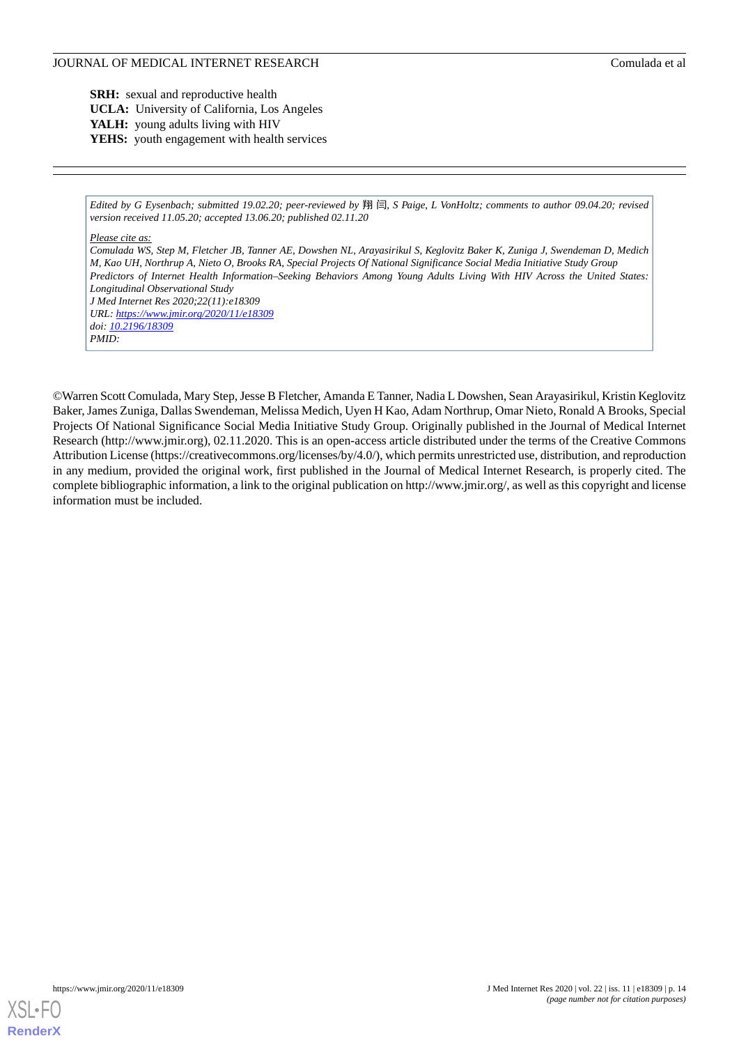**SRH:** sexual and reproductive health
**UCLA:** University of California, Los Angeles
**YALH:** young adults living with HIV
**YEHS:** youth engagement with health services

---

*Edited by G Eysenbach; submitted 19.02.20; peer-reviewed by 翔 闫, S Paige, L VonHoltz; comments to author 09.04.20; revised version received 11.05.20; accepted 13.06.20; published 02.11.20*

*Please cite as:*
*Comulada WS, Step M, Fletcher JB, Tanner AE, Dowshen NL, Arayasirikul S, Keglovitz Baker K, Zuniga J, Swendeman D, Medich M, Kao UH, Northrup A, Nieto O, Brooks RA, Special Projects Of National Significance Social Media Initiative Study Group*
*Predictors of Internet Health Information–Seeking Behaviors Among Young Adults Living With HIV Across the United States: Longitudinal Observational Study*
*J Med Internet Res 2020;22(11):e18309*
*URL: https://www.jmir.org/2020/11/e18309*
*doi: 10.2196/18309*
*PMID:*

©Warren Scott Comulada, Mary Step, Jesse B Fletcher, Amanda E Tanner, Nadia L Dowshen, Sean Arayasirikul, Kristin Keglovitz Baker, James Zuniga, Dallas Swendeman, Melissa Medich, Uyen H Kao, Adam Northrup, Omar Nieto, Ronald A Brooks, Special Projects Of National Significance Social Media Initiative Study Group. Originally published in the Journal of Medical Internet Research (http://www.jmir.org), 02.11.2020. This is an open-access article distributed under the terms of the Creative Commons Attribution License (https://creativecommons.org/licenses/by/4.0/), which permits unrestricted use, distribution, and reproduction in any medium, provided the original work, first published in the Journal of Medical Internet Research, is properly cited. The complete bibliographic information, a link to the original publication on http://www.jmir.org/, as well as this copyright and license information must be included.